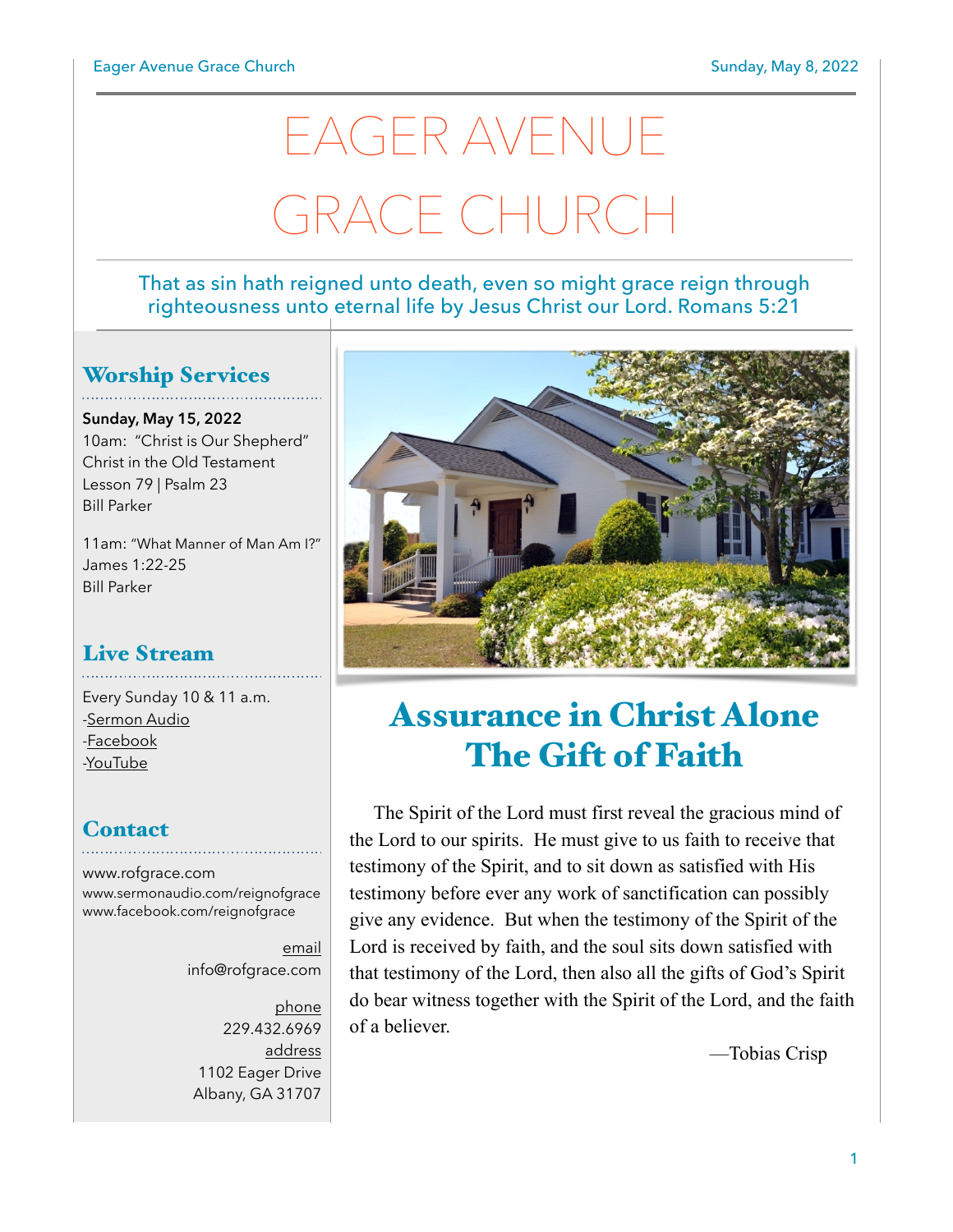# EAGER AVENUE GRACE CHURCH

That as sin hath reigned unto death, even so might grace reign through righteousness unto eternal life by Jesus Christ our Lord. Romans 5:21

## Worship Services

**Sunday, May 15, 2022**
10am: "Christ is Our Shepherd"
Christ in the Old Testament
Lesson 79 | Psalm 23
Bill Parker

11am: "What Manner of Man Am I?"
James 1:22-25
Bill Parker

## Live Stream

Every Sunday 10 & 11 a.m.
-Sermon Audio
-Facebook
-YouTube

## Contact

www.rofgrace.com
www.sermonaudio.com/reignofgrace
www.facebook.com/reignofgrace

email
info@rofgrace.com

phone
229.432.6969

address
1102 Eager Drive
Albany, GA 31707

## Assurance in Christ Alone
## The Gift of Faith

The Spirit of the Lord must first reveal the gracious mind of the Lord to our spirits. He must give to us faith to receive that testimony of the Spirit, and to sit down as satisfied with His testimony before ever any work of sanctification can possibly give any evidence. But when the testimony of the Spirit of the Lord is received by faith, and the soul sits down satisfied with that testimony of the Lord, then also all the gifts of God's Spirit do bear witness together with the Spirit of the Lord, and the faith of a believer.

—Tobias Crisp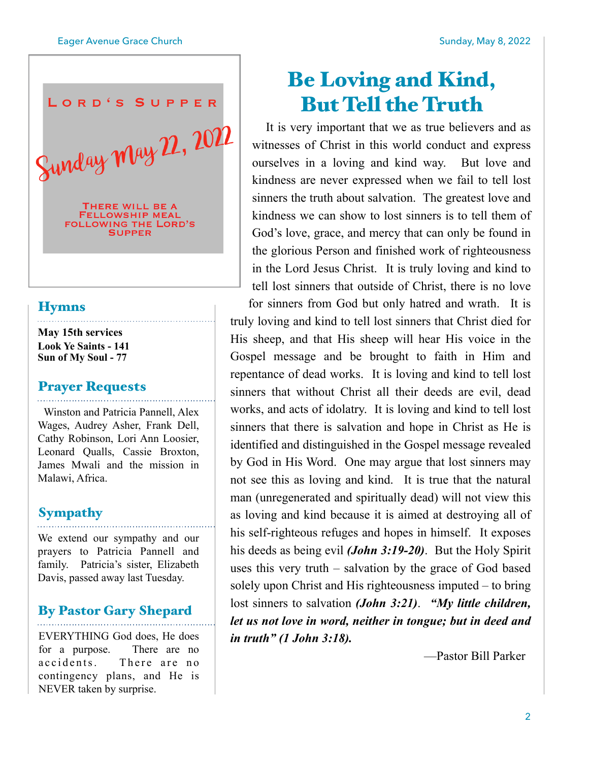**LORD'S SUPPER**

*Sunday May 22, 2022*

THERE WILL BE A FELLOWSHIP MEAL FOLLOWING THE LORD'S SUPPER

## Hymns

**May 15th services**
**Look Ye Saints - 141**
**Sun of My Soul - 77**

## Prayer Requests

Winston and Patricia Pannell, Alex Wages, Audrey Asher, Frank Dell, Cathy Robinson, Lori Ann Loosier, Leonard Qualls, Cassie Broxton, James Mwali and the mission in Malawi, Africa.

## Sympathy

We extend our sympathy and our prayers to Patricia Pannell and family. Patricia's sister, Elizabeth Davis, passed away last Tuesday.

## By Pastor Gary Shepard

EVERYTHING God does, He does for a purpose. There are no accidents. There are no contingency plans, and He is NEVER taken by surprise.

# Be Loving and Kind, But Tell the Truth

It is very important that we as true believers and as witnesses of Christ in this world conduct and express ourselves in a loving and kind way. But love and kindness are never expressed when we fail to tell lost sinners the truth about salvation. The greatest love and kindness we can show to lost sinners is to tell them of God's love, grace, and mercy that can only be found in the glorious Person and finished work of righteousness in the Lord Jesus Christ. It is truly loving and kind to tell lost sinners that outside of Christ, there is no love for sinners from God but only hatred and wrath. It is truly loving and kind to tell lost sinners that Christ died for His sheep, and that His sheep will hear His voice in the Gospel message and be brought to faith in Him and repentance of dead works. It is loving and kind to tell lost sinners that without Christ all their deeds are evil, dead works, and acts of idolatry. It is loving and kind to tell lost sinners that there is salvation and hope in Christ as He is identified and distinguished in the Gospel message revealed by God in His Word. One may argue that lost sinners may not see this as loving and kind. It is true that the natural man (unregenerated and spiritually dead) will not view this as loving and kind because it is aimed at destroying all of his self-righteous refuges and hopes in himself. It exposes his deeds as being evil ***(John 3:19-20)***. But the Holy Spirit uses this very truth – salvation by the grace of God based solely upon Christ and His righteousness imputed – to bring lost sinners to salvation ***(John 3:21)***. ***"My little children, let us not love in word, neither in tongue; but in deed and in truth" (1 John 3:18).***

—Pastor Bill Parker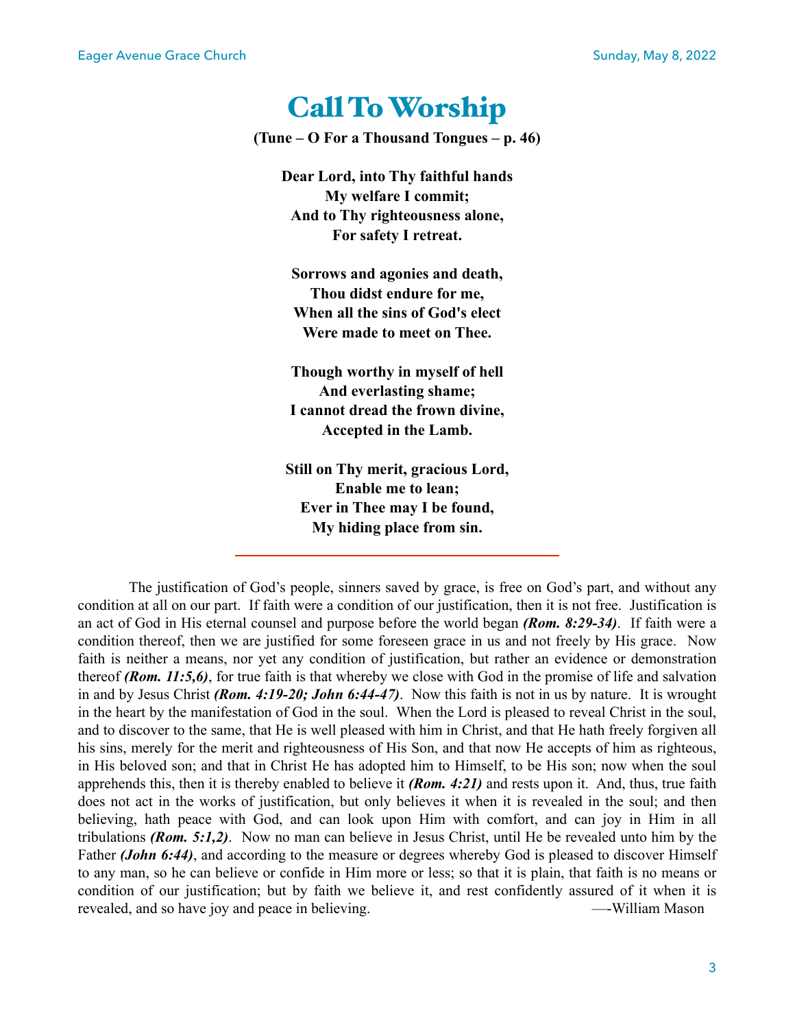# Call To Worship

**(Tune – O For a Thousand Tongues – p. 46)**

**Dear Lord, into Thy faithful hands**
**My welfare I commit;**
**And to Thy righteousness alone,**
**For safety I retreat.**

**Sorrows and agonies and death,**
**Thou didst endure for me,**
**When all the sins of God's elect**
**Were made to meet on Thee.**

**Though worthy in myself of hell**
**And everlasting shame;**
**I cannot dread the frown divine,**
**Accepted in the Lamb.**

**Still on Thy merit, gracious Lord,**
**Enable me to lean;**
**Ever in Thee may I be found,**
**My hiding place from sin.**

---

The justification of God's people, sinners saved by grace, is free on God's part, and without any condition at all on our part. If faith were a condition of our justification, then it is not free. Justification is an act of God in His eternal counsel and purpose before the world began ***(Rom. 8:29-34)***. If faith were a condition thereof, then we are justified for some foreseen grace in us and not freely by His grace. Now faith is neither a means, nor yet any condition of justification, but rather an evidence or demonstration thereof ***(Rom. 11:5,6)***, for true faith is that whereby we close with God in the promise of life and salvation in and by Jesus Christ ***(Rom. 4:19-20; John 6:44-47)***. Now this faith is not in us by nature. It is wrought in the heart by the manifestation of God in the soul. When the Lord is pleased to reveal Christ in the soul, and to discover to the same, that He is well pleased with him in Christ, and that He hath freely forgiven all his sins, merely for the merit and righteousness of His Son, and that now He accepts of him as righteous, in His beloved son; and that in Christ He has adopted him to Himself, to be His son; now when the soul apprehends this, then it is thereby enabled to believe it ***(Rom. 4:21)*** and rests upon it. And, thus, true faith does not act in the works of justification, but only believes it when it is revealed in the soul; and then believing, hath peace with God, and can look upon Him with comfort, and can joy in Him in all tribulations ***(Rom. 5:1,2)***. Now no man can believe in Jesus Christ, until He be revealed unto him by the Father ***(John 6:44)***, and according to the measure or degrees whereby God is pleased to discover Himself to any man, so he can believe or confide in Him more or less; so that it is plain, that faith is no means or condition of our justification; but by faith we believe it, and rest confidently assured of it when it is revealed, and so have joy and peace in believing. —-William Mason